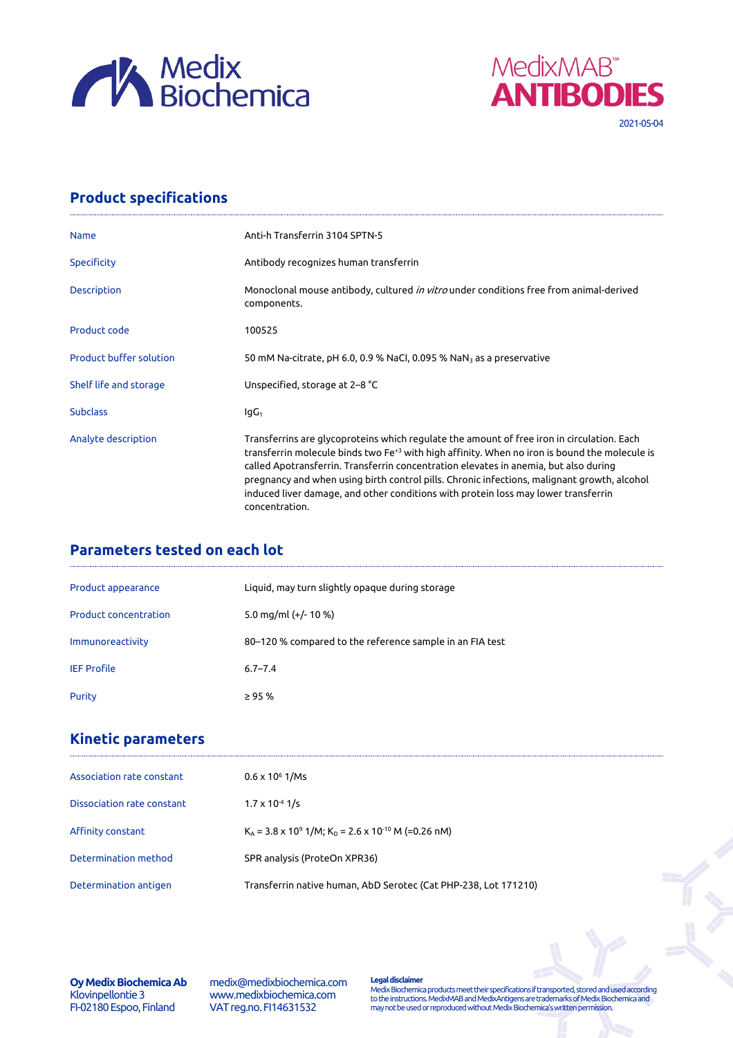Medix Biochemica

MedixMAB™ ANTIBODIES

2021-05-04

## Product specifications

| | |
|---|---|
| Name | Anti-h Transferrin 3104 SPTN-5 |
| Specificity | Antibody recognizes human transferrin |
| Description | Monoclonal mouse antibody, cultured *in vitro* under conditions free from animal-derived components. |
| Product code | 100525 |
| Product buffer solution | 50 mM Na-citrate, pH 6.0, 0.9 % NaCl, 0.095 % $NaN_3$ as a preservative |
| Shelf life and storage | Unspecified, storage at 2–8 °C |
| Subclass | $IgG_1$ |
| Analyte description | Transferrins are glycoproteins which regulate the amount of free iron in circulation. Each transferrin molecule binds two $Fe^{+3}$ with high affinity. When no iron is bound the molecule is called Apotransferrin. Transferrin concentration elevates in anemia, but also during pregnancy and when using birth control pills. Chronic infections, malignant growth, alcohol induced liver damage, and other conditions with protein loss may lower transferrin concentration. |

## Parameters tested on each lot

| | |
|---|---|
| Product appearance | Liquid, may turn slightly opaque during storage |
| Product concentration | 5.0 mg/ml (+/- 10 %) |
| Immunoreactivity | 80–120 % compared to the reference sample in an FIA test |
| IEF Profile | 6.7–7.4 |
| Purity | ≥ 95 % |

## Kinetic parameters

| | |
|---|---|
| Association rate constant | $0.6 \times 10^6$ 1/Ms |
| Dissociation rate constant | $1.7 \times 10^{-4}$ 1/s |
| Affinity constant | $K_A = 3.8 \times 10^9$ 1/M; $K_D = 2.6 \times 10^{-10}$ M (=0.26 nM) |
| Determination method | SPR analysis (ProteOn XPR36) |
| Determination antigen | Transferrin native human, AbD Serotec (Cat PHP-238, Lot 171210) |

**Oy Medix Biochemica Ab**
Klovinpellontie 3
FI-02180 Espoo, Finland

medix@medixbiochemica.com
www.medixbiochemica.com
VAT reg.no. FI14631532

**Legal disclaimer**
Medix Biochemica products meet their specifications if transported, stored and used according to the instructions. MedixMAB and MedixAntigens are trademarks of Medix Biochemica and may not be used or reproduced without Medix Biochemica's written permission.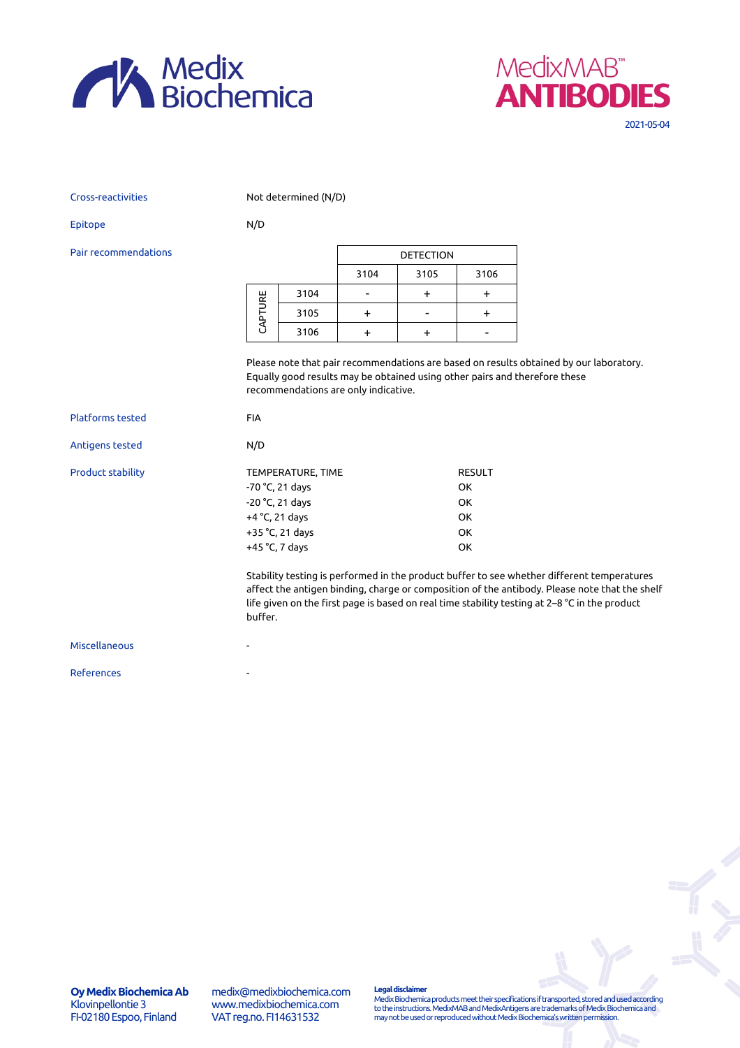Medix Biochemica

MedixMAB™ ANTIBODIES

2021-05-04

| | |
|---|---|
| Cross-reactivities | Not determined (N/D) |
| Epitope | N/D |

**Pair recommendations**

| | | DETECTION | | |
|---|---|---|---|---|
| | | 3104 | 3105 | 3106 |
| CAPTURE | 3104 | - | + | + |
| | 3105 | + | - | + |
| | 3106 | + | + | - |

Please note that pair recommendations are based on results obtained by our laboratory. Equally good results may be obtained using other pairs and therefore these recommendations are only indicative.

| | |
|---|---|
| Platforms tested | FIA |
| Antigens tested | N/D |

**Product stability**

| TEMPERATURE, TIME | RESULT |
|---|---|
| -70 °C, 21 days | OK |
| -20 °C, 21 days | OK |
| +4 °C, 21 days | OK |
| +35 °C, 21 days | OK |
| +45 °C, 7 days | OK |

Stability testing is performed in the product buffer to see whether different temperatures affect the antigen binding, charge or composition of the antibody. Please note that the shelf life given on the first page is based on real time stability testing at 2–8 °C in the product buffer.

| | |
|---|---|
| Miscellaneous | - |
| References | - |

**Oy Medix Biochemica Ab**
Klovinpellontie 3
FI-02180 Espoo, Finland

medix@medixbiochemica.com
www.medixbiochemica.com
VAT reg.no. FI14631532

**Legal disclaimer**
Medix Biochemica products meet their specifications if transported, stored and used according to the instructions. MedixMAB and MedixAntigens are trademarks of Medix Biochemica and may not be used or reproduced without Medix Biochemica's written permission.